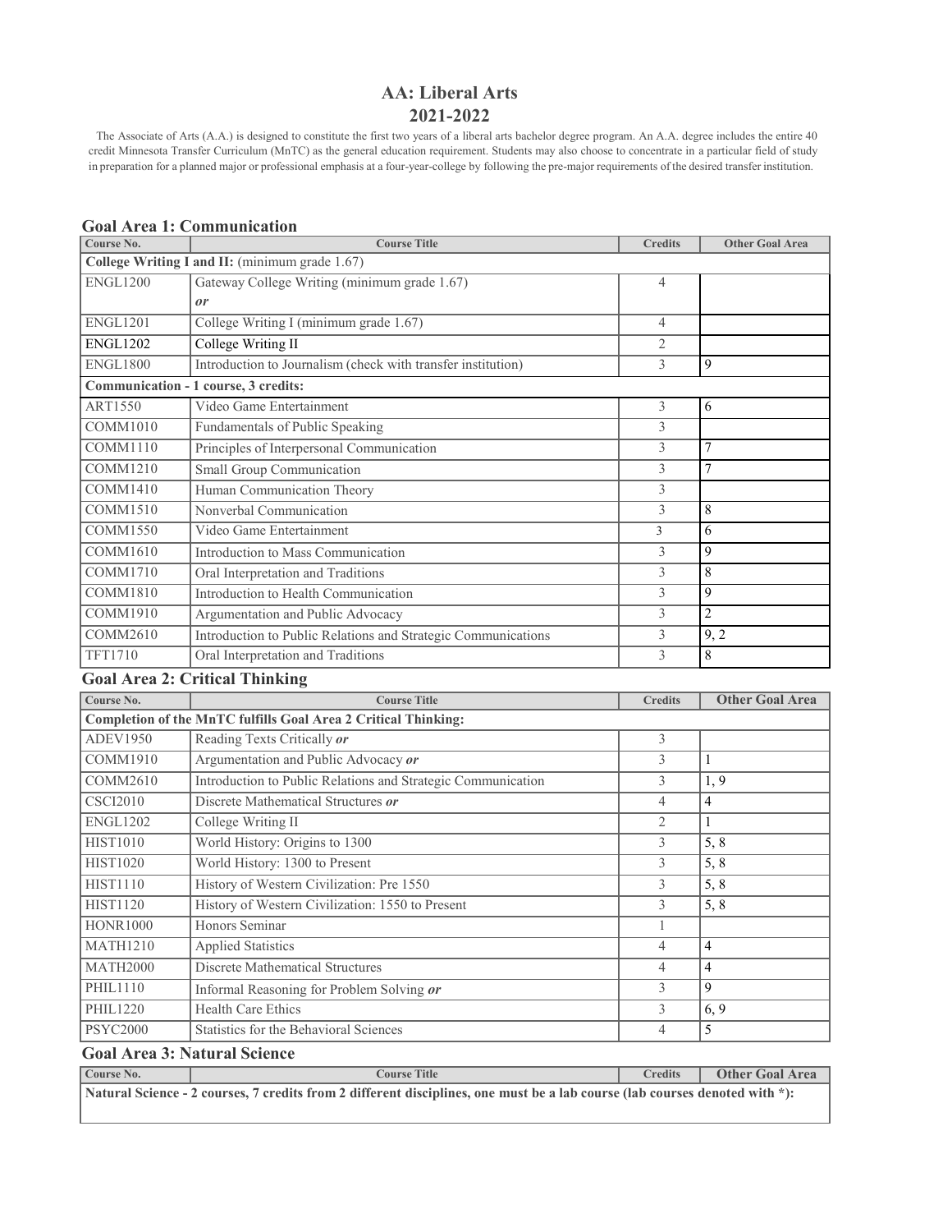# AA: Liberal Arts
# 2021-2022

The Associate of Arts (A.A.) is designed to constitute the first two years of a liberal arts bachelor degree program. An A.A. degree includes the entire 40 credit Minnesota Transfer Curriculum (MnTC) as the general education requirement. Students may also choose to concentrate in a particular field of study in preparation for a planned major or professional emphasis at a four-year-college by following the pre-major requirements of the desired transfer institution.

## Goal Area 1: Communication

| Course No. | Course Title | Credits | Other Goal Area |
|---|---|---|---|
| **College Writing I and II:** (minimum grade 1.67) | | | |
| ENGL1200 | Gateway College Writing (minimum grade 1.67) *or* | 4 | |
| ENGL1201 | College Writing I (minimum grade 1.67) | 4 | |
| ENGL1202 | College Writing II | 2 | |
| ENGL1800 | Introduction to Journalism (check with transfer institution) | 3 | 9 |
| **Communication - 1 course, 3 credits:** | | | |
| ART1550 | Video Game Entertainment | 3 | 6 |
| COMM1010 | Fundamentals of Public Speaking | 3 | |
| COMM1110 | Principles of Interpersonal Communication | 3 | 7 |
| COMM1210 | Small Group Communication | 3 | 7 |
| COMM1410 | Human Communication Theory | 3 | |
| COMM1510 | Nonverbal Communication | 3 | 8 |
| COMM1550 | Video Game Entertainment | 3 | 6 |
| COMM1610 | Introduction to Mass Communication | 3 | 9 |
| COMM1710 | Oral Interpretation and Traditions | 3 | 8 |
| COMM1810 | Introduction to Health Communication | 3 | 9 |
| COMM1910 | Argumentation and Public Advocacy | 3 | 2 |
| COMM2610 | Introduction to Public Relations and Strategic Communications | 3 | 9, 2 |
| TFT1710 | Oral Interpretation and Traditions | 3 | 8 |

## Goal Area 2: Critical Thinking

| Course No. | Course Title | Credits | Other Goal Area |
|---|---|---|---|
| **Completion of the MnTC fulfills Goal Area 2 Critical Thinking:** | | | |
| ADEV1950 | Reading Texts Critically *or* | 3 | |
| COMM1910 | Argumentation and Public Advocacy *or* | 3 | 1 |
| COMM2610 | Introduction to Public Relations and Strategic Communication | 3 | 1, 9 |
| CSCI2010 | Discrete Mathematical Structures *or* | 4 | 4 |
| ENGL1202 | College Writing II | 2 | 1 |
| HIST1010 | World History: Origins to 1300 | 3 | 5, 8 |
| HIST1020 | World History: 1300 to Present | 3 | 5, 8 |
| HIST1110 | History of Western Civilization: Pre 1550 | 3 | 5, 8 |
| HIST1120 | History of Western Civilization: 1550 to Present | 3 | 5, 8 |
| HONR1000 | Honors Seminar | 1 | |
| MATH1210 | Applied Statistics | 4 | 4 |
| MATH2000 | Discrete Mathematical Structures | 4 | 4 |
| PHIL1110 | Informal Reasoning for Problem Solving *or* | 3 | 9 |
| PHIL1220 | Health Care Ethics | 3 | 6, 9 |
| PSYC2000 | Statistics for the Behavioral Sciences | 4 | 5 |

## Goal Area 3: Natural Science

| Course No. | Course Title | Credits | Other Goal Area |
|---|---|---|---|
| **Natural Science - 2 courses, 7 credits from 2 different disciplines, one must be a lab course (lab courses denoted with *):** | | | |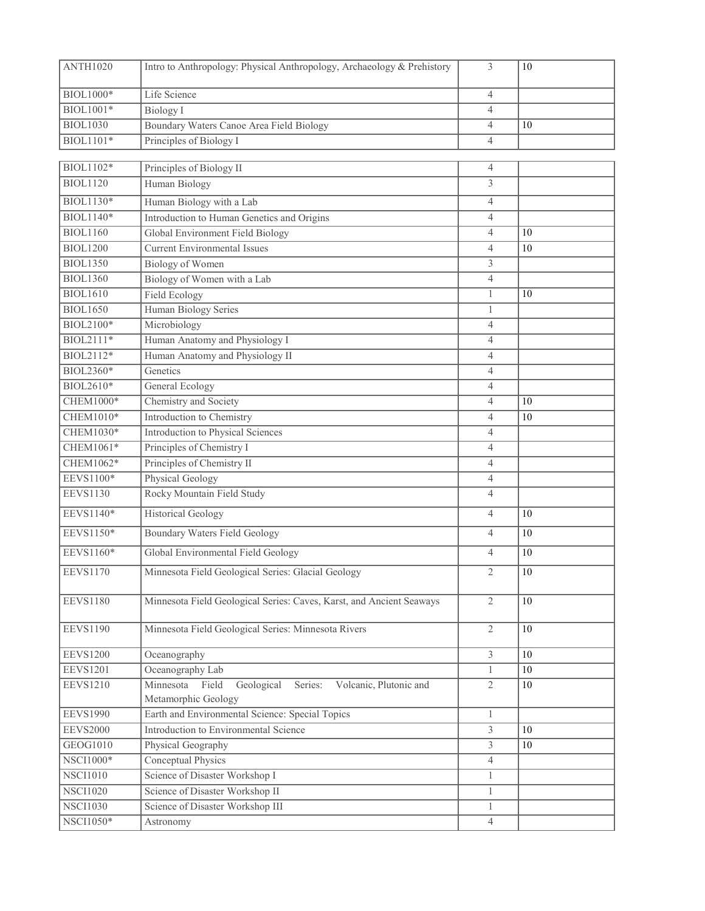| | | | |
|---|---|---|---|
| ANTH1020 | Intro to Anthropology: Physical Anthropology, Archaeology & Prehistory | 3 | 10 |
| BIOL1000* | Life Science | 4 | |
| BIOL1001* | Biology I | 4 | |
| BIOL1030 | Boundary Waters Canoe Area Field Biology | 4 | 10 |
| BIOL1101* | Principles of Biology I | 4 | |
| BIOL1102* | Principles of Biology II | 4 | |
| BIOL1120 | Human Biology | 3 | |
| BIOL1130* | Human Biology with a Lab | 4 | |
| BIOL1140* | Introduction to Human Genetics and Origins | 4 | |
| BIOL1160 | Global Environment Field Biology | 4 | 10 |
| BIOL1200 | Current Environmental Issues | 4 | 10 |
| BIOL1350 | Biology of Women | 3 | |
| BIOL1360 | Biology of Women with a Lab | 4 | |
| BIOL1610 | Field Ecology | 1 | 10 |
| BIOL1650 | Human Biology Series | 1 | |
| BIOL2100* | Microbiology | 4 | |
| BIOL2111* | Human Anatomy and Physiology I | 4 | |
| BIOL2112* | Human Anatomy and Physiology II | 4 | |
| BIOL2360* | Genetics | 4 | |
| BIOL2610* | General Ecology | 4 | |
| CHEM1000* | Chemistry and Society | 4 | 10 |
| CHEM1010* | Introduction to Chemistry | 4 | 10 |
| CHEM1030* | Introduction to Physical Sciences | 4 | |
| CHEM1061* | Principles of Chemistry I | 4 | |
| CHEM1062* | Principles of Chemistry II | 4 | |
| EEVS1100* | Physical Geology | 4 | |
| EEVS1130 | Rocky Mountain Field Study | 4 | |
| EEVS1140* | Historical Geology | 4 | 10 |
| EEVS1150* | Boundary Waters Field Geology | 4 | 10 |
| EEVS1160* | Global Environmental Field Geology | 4 | 10 |
| EEVS1170 | Minnesota Field Geological Series: Glacial Geology | 2 | 10 |
| EEVS1180 | Minnesota Field Geological Series: Caves, Karst, and Ancient Seaways | 2 | 10 |
| EEVS1190 | Minnesota Field Geological Series: Minnesota Rivers | 2 | 10 |
| EEVS1200 | Oceanography | 3 | 10 |
| EEVS1201 | Oceanography Lab | 1 | 10 |
| EEVS1210 | Minnesota Field Geological Series: Volcanic, Plutonic and Metamorphic Geology | 2 | 10 |
| EEVS1990 | Earth and Environmental Science: Special Topics | 1 | |
| EEVS2000 | Introduction to Environmental Science | 3 | 10 |
| GEOG1010 | Physical Geography | 3 | 10 |
| NSCI1000* | Conceptual Physics | 4 | |
| NSCI1010 | Science of Disaster Workshop I | 1 | |
| NSCI1020 | Science of Disaster Workshop II | 1 | |
| NSCI1030 | Science of Disaster Workshop III | 1 | |
| NSCI1050* | Astronomy | 4 | |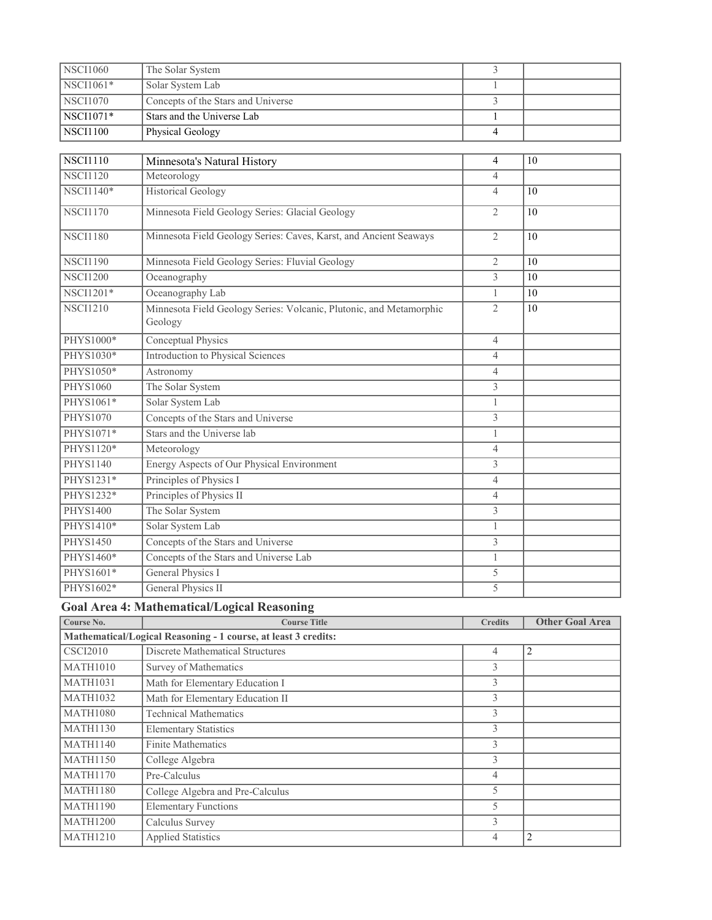| | | | |
|---|---|---|---|
| NSCI1060 | The Solar System | 3 | |
| NSCI1061* | Solar System Lab | 1 | |
| NSCI1070 | Concepts of the Stars and Universe | 3 | |
| NSCI1071* | Stars and the Universe Lab | 1 | |
| NSCI1100 | Physical Geology | 4 | |
| NSCI1110 | Minnesota's Natural History | 4 | 10 |
| NSCI1120 | Meteorology | 4 | |
| NSCI1140* | Historical Geology | 4 | 10 |
| NSCI1170 | Minnesota Field Geology Series: Glacial Geology | 2 | 10 |
| NSCI1180 | Minnesota Field Geology Series: Caves, Karst, and Ancient Seaways | 2 | 10 |
| NSCI1190 | Minnesota Field Geology Series: Fluvial Geology | 2 | 10 |
| NSCI1200 | Oceanography | 3 | 10 |
| NSCI1201* | Oceanography Lab | 1 | 10 |
| NSCI1210 | Minnesota Field Geology Series: Volcanic, Plutonic, and Metamorphic Geology | 2 | 10 |
| PHYS1000* | Conceptual Physics | 4 | |
| PHYS1030* | Introduction to Physical Sciences | 4 | |
| PHYS1050* | Astronomy | 4 | |
| PHYS1060 | The Solar System | 3 | |
| PHYS1061* | Solar System Lab | 1 | |
| PHYS1070 | Concepts of the Stars and Universe | 3 | |
| PHYS1071* | Stars and the Universe lab | 1 | |
| PHYS1120* | Meteorology | 4 | |
| PHYS1140 | Energy Aspects of Our Physical Environment | 3 | |
| PHYS1231* | Principles of Physics I | 4 | |
| PHYS1232* | Principles of Physics II | 4 | |
| PHYS1400 | The Solar System | 3 | |
| PHYS1410* | Solar System Lab | 1 | |
| PHYS1450 | Concepts of the Stars and Universe | 3 | |
| PHYS1460* | Concepts of the Stars and Universe Lab | 1 | |
| PHYS1601* | General Physics I | 5 | |
| PHYS1602* | General Physics II | 5 | |

## Goal Area 4: Mathematical/Logical Reasoning

| Course No. | Course Title | Credits | Other Goal Area |
|---|---|---|---|
| **Mathematical/Logical Reasoning - 1 course, at least 3 credits:** | | | |
| CSCI2010 | Discrete Mathematical Structures | 4 | 2 |
| MATH1010 | Survey of Mathematics | 3 | |
| MATH1031 | Math for Elementary Education I | 3 | |
| MATH1032 | Math for Elementary Education II | 3 | |
| MATH1080 | Technical Mathematics | 3 | |
| MATH1130 | Elementary Statistics | 3 | |
| MATH1140 | Finite Mathematics | 3 | |
| MATH1150 | College Algebra | 3 | |
| MATH1170 | Pre-Calculus | 4 | |
| MATH1180 | College Algebra and Pre-Calculus | 5 | |
| MATH1190 | Elementary Functions | 5 | |
| MATH1200 | Calculus Survey | 3 | |
| MATH1210 | Applied Statistics | 4 | 2 |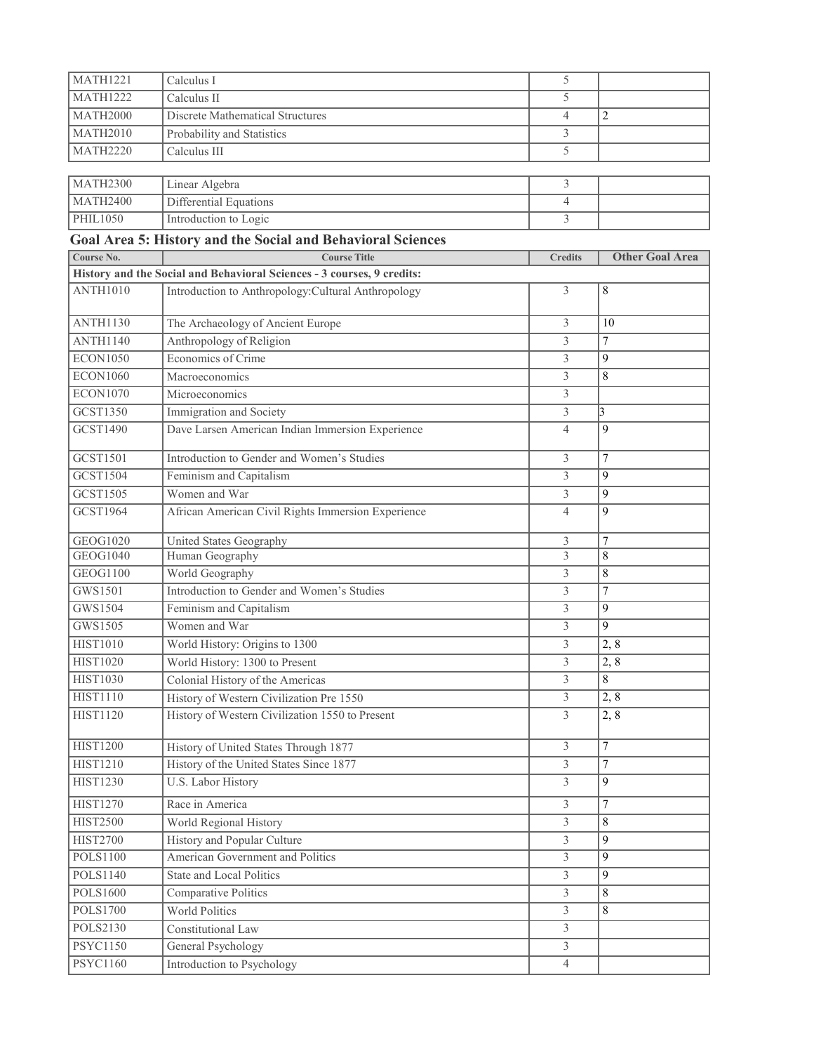| | | | |
|---|---|---|---|
| MATH1221 | Calculus I | 5 | |
| MATH1222 | Calculus II | 5 | |
| MATH2000 | Discrete Mathematical Structures | 4 | 2 |
| MATH2010 | Probability and Statistics | 3 | |
| MATH2220 | Calculus III | 5 | |
| MATH2300 | Linear Algebra | 3 | |
| MATH2400 | Differential Equations | 4 | |
| PHIL1050 | Introduction to Logic | 3 | |

## Goal Area 5: History and the Social and Behavioral Sciences

| Course No. | Course Title | Credits | Other Goal Area |
|---|---|---|---|
| **History and the Social and Behavioral Sciences - 3 courses, 9 credits:** | | | |
| ANTH1010 | Introduction to Anthropology:Cultural Anthropology | 3 | 8 |
| ANTH1130 | The Archaeology of Ancient Europe | 3 | 10 |
| ANTH1140 | Anthropology of Religion | 3 | 7 |
| ECON1050 | Economics of Crime | 3 | 9 |
| ECON1060 | Macroeconomics | 3 | 8 |
| ECON1070 | Microeconomics | 3 | |
| GCST1350 | Immigration and Society | 3 | 3 |
| GCST1490 | Dave Larsen American Indian Immersion Experience | 4 | 9 |
| GCST1501 | Introduction to Gender and Women's Studies | 3 | 7 |
| GCST1504 | Feminism and Capitalism | 3 | 9 |
| GCST1505 | Women and War | 3 | 9 |
| GCST1964 | African American Civil Rights Immersion Experience | 4 | 9 |
| GEOG1020 | United States Geography | 3 | 7 |
| GEOG1040 | Human Geography | 3 | 8 |
| GEOG1100 | World Geography | 3 | 8 |
| GWS1501 | Introduction to Gender and Women's Studies | 3 | 7 |
| GWS1504 | Feminism and Capitalism | 3 | 9 |
| GWS1505 | Women and War | 3 | 9 |
| HIST1010 | World History: Origins to 1300 | 3 | 2, 8 |
| HIST1020 | World History: 1300 to Present | 3 | 2, 8 |
| HIST1030 | Colonial History of the Americas | 3 | 8 |
| HIST1110 | History of Western Civilization Pre 1550 | 3 | 2, 8 |
| HIST1120 | History of Western Civilization 1550 to Present | 3 | 2, 8 |
| HIST1200 | History of United States Through 1877 | 3 | 7 |
| HIST1210 | History of the United States Since 1877 | 3 | 7 |
| HIST1230 | U.S. Labor History | 3 | 9 |
| HIST1270 | Race in America | 3 | 7 |
| HIST2500 | World Regional History | 3 | 8 |
| HIST2700 | History and Popular Culture | 3 | 9 |
| POLS1100 | American Government and Politics | 3 | 9 |
| POLS1140 | State and Local Politics | 3 | 9 |
| POLS1600 | Comparative Politics | 3 | 8 |
| POLS1700 | World Politics | 3 | 8 |
| POLS2130 | Constitutional Law | 3 | |
| PSYC1150 | General Psychology | 3 | |
| PSYC1160 | Introduction to Psychology | 4 | |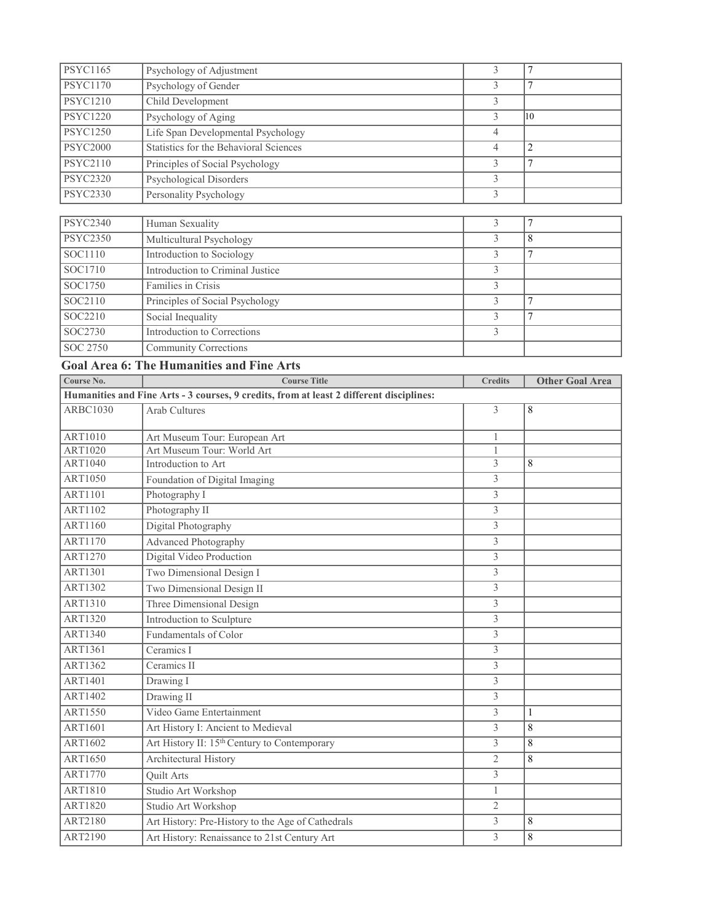| | | | |
|---|---|---|---|
| PSYC1165 | Psychology of Adjustment | 3 | 7 |
| PSYC1170 | Psychology of Gender | 3 | 7 |
| PSYC1210 | Child Development | 3 | |
| PSYC1220 | Psychology of Aging | 3 | 10 |
| PSYC1250 | Life Span Developmental Psychology | 4 | |
| PSYC2000 | Statistics for the Behavioral Sciences | 4 | 2 |
| PSYC2110 | Principles of Social Psychology | 3 | 7 |
| PSYC2320 | Psychological Disorders | 3 | |
| PSYC2330 | Personality Psychology | 3 | |
| PSYC2340 | Human Sexuality | 3 | 7 |
| PSYC2350 | Multicultural Psychology | 3 | 8 |
| SOC1110 | Introduction to Sociology | 3 | 7 |
| SOC1710 | Introduction to Criminal Justice | 3 | |
| SOC1750 | Families in Crisis | 3 | |
| SOC2110 | Principles of Social Psychology | 3 | 7 |
| SOC2210 | Social Inequality | 3 | 7 |
| SOC2730 | Introduction to Corrections | 3 | |
| SOC 2750 | Community Corrections | | |

## Goal Area 6: The Humanities and Fine Arts

| Course No. | Course Title | Credits | Other Goal Area |
|---|---|---|---|
| **Humanities and Fine Arts - 3 courses, 9 credits, from at least 2 different disciplines:** | | | |
| ARBC1030 | Arab Cultures | 3 | 8 |
| ART1010 | Art Museum Tour: European Art | 1 | |
| ART1020 | Art Museum Tour: World Art | 1 | |
| ART1040 | Introduction to Art | 3 | 8 |
| ART1050 | Foundation of Digital Imaging | 3 | |
| ART1101 | Photography I | 3 | |
| ART1102 | Photography II | 3 | |
| ART1160 | Digital Photography | 3 | |
| ART1170 | Advanced Photography | 3 | |
| ART1270 | Digital Video Production | 3 | |
| ART1301 | Two Dimensional Design I | 3 | |
| ART1302 | Two Dimensional Design II | 3 | |
| ART1310 | Three Dimensional Design | 3 | |
| ART1320 | Introduction to Sculpture | 3 | |
| ART1340 | Fundamentals of Color | 3 | |
| ART1361 | Ceramics I | 3 | |
| ART1362 | Ceramics II | 3 | |
| ART1401 | Drawing I | 3 | |
| ART1402 | Drawing II | 3 | |
| ART1550 | Video Game Entertainment | 3 | 1 |
| ART1601 | Art History I: Ancient to Medieval | 3 | 8 |
| ART1602 | Art History II: 15th Century to Contemporary | 3 | 8 |
| ART1650 | Architectural History | 2 | 8 |
| ART1770 | Quilt Arts | 3 | |
| ART1810 | Studio Art Workshop | 1 | |
| ART1820 | Studio Art Workshop | 2 | |
| ART2180 | Art History: Pre-History to the Age of Cathedrals | 3 | 8 |
| ART2190 | Art History: Renaissance to 21st Century Art | 3 | 8 |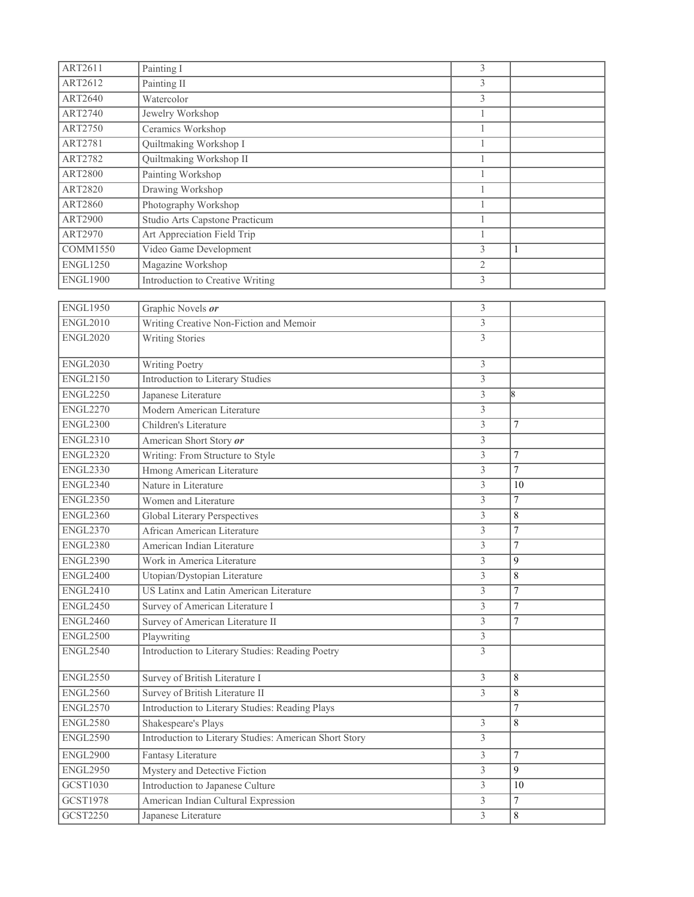| | | | |
|---|---|---|---|
| ART2611 | Painting I | 3 | |
| ART2612 | Painting II | 3 | |
| ART2640 | Watercolor | 3 | |
| ART2740 | Jewelry Workshop | 1 | |
| ART2750 | Ceramics Workshop | 1 | |
| ART2781 | Quiltmaking Workshop I | 1 | |
| ART2782 | Quiltmaking Workshop II | 1 | |
| ART2800 | Painting Workshop | 1 | |
| ART2820 | Drawing Workshop | 1 | |
| ART2860 | Photography Workshop | 1 | |
| ART2900 | Studio Arts Capstone Practicum | 1 | |
| ART2970 | Art Appreciation Field Trip | 1 | |
| COMM1550 | Video Game Development | 3 | 1 |
| ENGL1250 | Magazine Workshop | 2 | |
| ENGL1900 | Introduction to Creative Writing | 3 | |
| ENGL1950 | Graphic Novels ***or*** | 3 | |
| ENGL2010 | Writing Creative Non-Fiction and Memoir | 3 | |
| ENGL2020 | Writing Stories | 3 | |
| ENGL2030 | Writing Poetry | 3 | |
| ENGL2150 | Introduction to Literary Studies | 3 | |
| ENGL2250 | Japanese Literature | 3 | 8 |
| ENGL2270 | Modern American Literature | 3 | |
| ENGL2300 | Children's Literature | 3 | 7 |
| ENGL2310 | American Short Story ***or*** | 3 | |
| ENGL2320 | Writing: From Structure to Style | 3 | 7 |
| ENGL2330 | Hmong American Literature | 3 | 7 |
| ENGL2340 | Nature in Literature | 3 | 10 |
| ENGL2350 | Women and Literature | 3 | 7 |
| ENGL2360 | Global Literary Perspectives | 3 | 8 |
| ENGL2370 | African American Literature | 3 | 7 |
| ENGL2380 | American Indian Literature | 3 | 7 |
| ENGL2390 | Work in America Literature | 3 | 9 |
| ENGL2400 | Utopian/Dystopian Literature | 3 | 8 |
| ENGL2410 | US Latinx and Latin American Literature | 3 | 7 |
| ENGL2450 | Survey of American Literature I | 3 | 7 |
| ENGL2460 | Survey of American Literature II | 3 | 7 |
| ENGL2500 | Playwriting | 3 | |
| ENGL2540 | Introduction to Literary Studies: Reading Poetry | 3 | |
| ENGL2550 | Survey of British Literature I | 3 | 8 |
| ENGL2560 | Survey of British Literature II | 3 | 8 |
| ENGL2570 | Introduction to Literary Studies: Reading Plays | | 7 |
| ENGL2580 | Shakespeare's Plays | 3 | 8 |
| ENGL2590 | Introduction to Literary Studies: American Short Story | 3 | |
| ENGL2900 | Fantasy Literature | 3 | 7 |
| ENGL2950 | Mystery and Detective Fiction | 3 | 9 |
| GCST1030 | Introduction to Japanese Culture | 3 | 10 |
| GCST1978 | American Indian Cultural Expression | 3 | 7 |
| GCST2250 | Japanese Literature | 3 | 8 |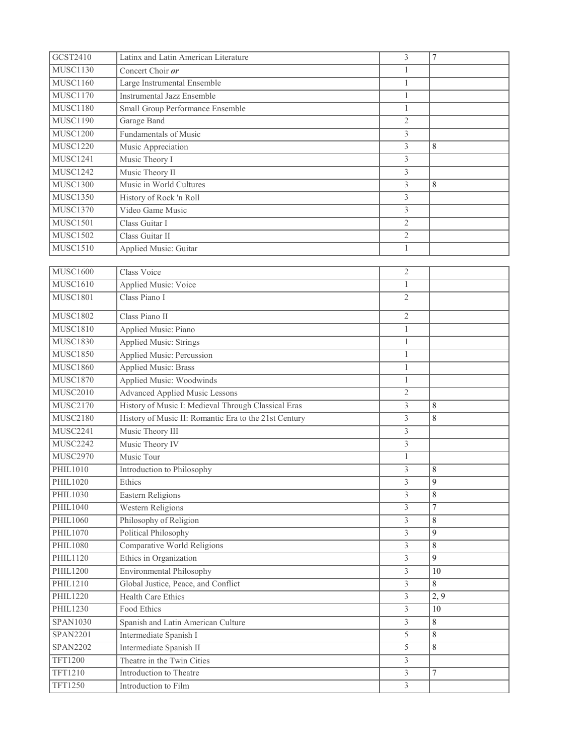| GCST2410 | Latinx and Latin American Literature | 3 | 7 |
|---|---|---|---|
| MUSC1130 | Concert Choir ***or*** | 1 | |
| MUSC1160 | Large Instrumental Ensemble | 1 | |
| MUSC1170 | Instrumental Jazz Ensemble | 1 | |
| MUSC1180 | Small Group Performance Ensemble | 1 | |
| MUSC1190 | Garage Band | 2 | |
| MUSC1200 | Fundamentals of Music | 3 | |
| MUSC1220 | Music Appreciation | 3 | 8 |
| MUSC1241 | Music Theory I | 3 | |
| MUSC1242 | Music Theory II | 3 | |
| MUSC1300 | Music in World Cultures | 3 | 8 |
| MUSC1350 | History of Rock 'n Roll | 3 | |
| MUSC1370 | Video Game Music | 3 | |
| MUSC1501 | Class Guitar I | 2 | |
| MUSC1502 | Class Guitar II | 2 | |
| MUSC1510 | Applied Music: Guitar | 1 | |
| MUSC1600 | Class Voice | 2 | |
| MUSC1610 | Applied Music: Voice | 1 | |
| MUSC1801 | Class Piano I | 2 | |
| MUSC1802 | Class Piano II | 2 | |
| MUSC1810 | Applied Music: Piano | 1 | |
| MUSC1830 | Applied Music: Strings | 1 | |
| MUSC1850 | Applied Music: Percussion | 1 | |
| MUSC1860 | Applied Music: Brass | 1 | |
| MUSC1870 | Applied Music: Woodwinds | 1 | |
| MUSC2010 | Advanced Applied Music Lessons | 2 | |
| MUSC2170 | History of Music I: Medieval Through Classical Eras | 3 | 8 |
| MUSC2180 | History of Music II: Romantic Era to the 21st Century | 3 | 8 |
| MUSC2241 | Music Theory III | 3 | |
| MUSC2242 | Music Theory IV | 3 | |
| MUSC2970 | Music Tour | 1 | |
| PHIL1010 | Introduction to Philosophy | 3 | 8 |
| PHIL1020 | Ethics | 3 | 9 |
| PHIL1030 | Eastern Religions | 3 | 8 |
| PHIL1040 | Western Religions | 3 | 7 |
| PHIL1060 | Philosophy of Religion | 3 | 8 |
| PHIL1070 | Political Philosophy | 3 | 9 |
| PHIL1080 | Comparative World Religions | 3 | 8 |
| PHIL1120 | Ethics in Organization | 3 | 9 |
| PHIL1200 | Environmental Philosophy | 3 | 10 |
| PHIL1210 | Global Justice, Peace, and Conflict | 3 | 8 |
| PHIL1220 | Health Care Ethics | 3 | 2, 9 |
| PHIL1230 | Food Ethics | 3 | 10 |
| SPAN1030 | Spanish and Latin American Culture | 3 | 8 |
| SPAN2201 | Intermediate Spanish I | 5 | 8 |
| SPAN2202 | Intermediate Spanish II | 5 | 8 |
| TFT1200 | Theatre in the Twin Cities | 3 | |
| TFT1210 | Introduction to Theatre | 3 | 7 |
| TFT1250 | Introduction to Film | 3 | |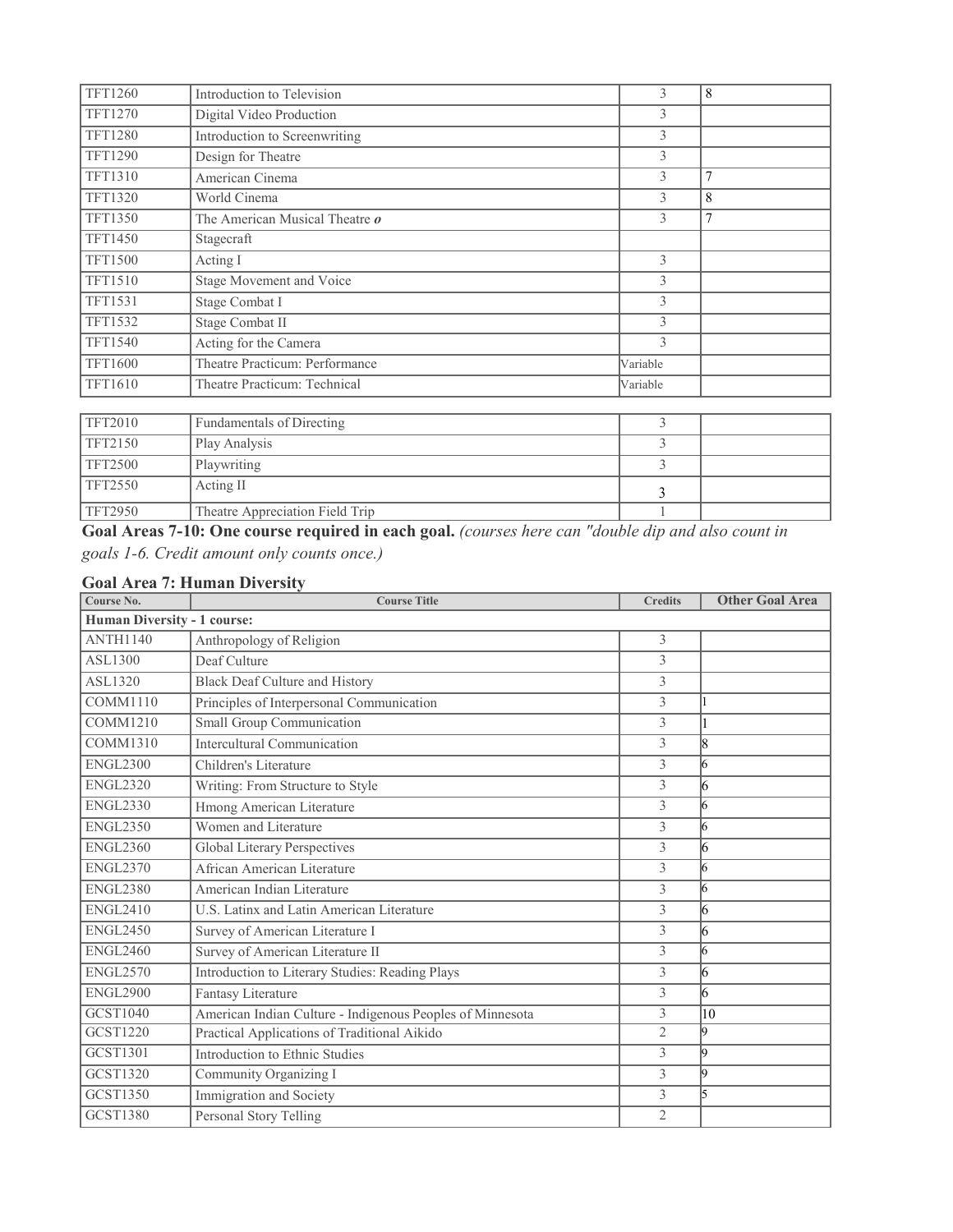| | | | |
|---|---|---|---|
| TFT1260 | Introduction to Television | 3 | 8 |
| TFT1270 | Digital Video Production | 3 | |
| TFT1280 | Introduction to Screenwriting | 3 | |
| TFT1290 | Design for Theatre | 3 | |
| TFT1310 | American Cinema | 3 | 7 |
| TFT1320 | World Cinema | 3 | 8 |
| TFT1350 | The American Musical Theatre ***o*** | 3 | 7 |
| TFT1450 | Stagecraft | | |
| TFT1500 | Acting I | 3 | |
| TFT1510 | Stage Movement and Voice | 3 | |
| TFT1531 | Stage Combat I | 3 | |
| TFT1532 | Stage Combat II | 3 | |
| TFT1540 | Acting for the Camera | 3 | |
| TFT1600 | Theatre Practicum: Performance | Variable | |
| TFT1610 | Theatre Practicum: Technical | Variable | |

| | | | |
|---|---|---|---|
| TFT2010 | Fundamentals of Directing | 3 | |
| TFT2150 | Play Analysis | 3 | |
| TFT2500 | Playwriting | 3 | |
| TFT2550 | Acting II | 3 | |
| TFT2950 | Theatre Appreciation Field Trip | 1 | |

**Goal Areas 7-10: One course required in each goal.** *(courses here can "double dip and also count in goals 1-6. Credit amount only counts once.)*

### Goal Area 7: Human Diversity

| Course No. | Course Title | Credits | Other Goal Area |
|---|---|---|---|
| **Human Diversity - 1 course:** | | | |
| ANTH1140 | Anthropology of Religion | 3 | |
| ASL1300 | Deaf Culture | 3 | |
| ASL1320 | Black Deaf Culture and History | 3 | |
| COMM1110 | Principles of Interpersonal Communication | 3 | 1 |
| COMM1210 | Small Group Communication | 3 | 1 |
| COMM1310 | Intercultural Communication | 3 | 8 |
| ENGL2300 | Children's Literature | 3 | 6 |
| ENGL2320 | Writing: From Structure to Style | 3 | 6 |
| ENGL2330 | Hmong American Literature | 3 | 6 |
| ENGL2350 | Women and Literature | 3 | 6 |
| ENGL2360 | Global Literary Perspectives | 3 | 6 |
| ENGL2370 | African American Literature | 3 | 6 |
| ENGL2380 | American Indian Literature | 3 | 6 |
| ENGL2410 | U.S. Latinx and Latin American Literature | 3 | 6 |
| ENGL2450 | Survey of American Literature I | 3 | 6 |
| ENGL2460 | Survey of American Literature II | 3 | 6 |
| ENGL2570 | Introduction to Literary Studies: Reading Plays | 3 | 6 |
| ENGL2900 | Fantasy Literature | 3 | 6 |
| GCST1040 | American Indian Culture - Indigenous Peoples of Minnesota | 3 | 10 |
| GCST1220 | Practical Applications of Traditional Aikido | 2 | 9 |
| GCST1301 | Introduction to Ethnic Studies | 3 | 9 |
| GCST1320 | Community Organizing I | 3 | 9 |
| GCST1350 | Immigration and Society | 3 | 5 |
| GCST1380 | Personal Story Telling | 2 | |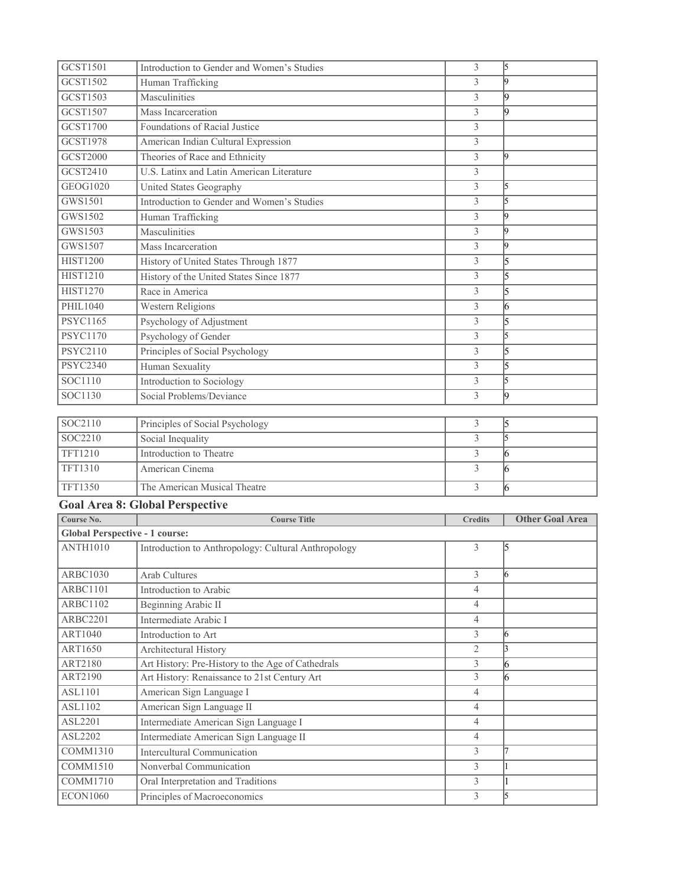| | | | |
|---|---|---|---|
| GCST1501 | Introduction to Gender and Women's Studies | 3 | 5 |
| GCST1502 | Human Trafficking | 3 | 9 |
| GCST1503 | Masculinities | 3 | 9 |
| GCST1507 | Mass Incarceration | 3 | 9 |
| GCST1700 | Foundations of Racial Justice | 3 | |
| GCST1978 | American Indian Cultural Expression | 3 | |
| GCST2000 | Theories of Race and Ethnicity | 3 | 9 |
| GCST2410 | U.S. Latinx and Latin American Literature | 3 | |
| GEOG1020 | United States Geography | 3 | 5 |
| GWS1501 | Introduction to Gender and Women's Studies | 3 | 5 |
| GWS1502 | Human Trafficking | 3 | 9 |
| GWS1503 | Masculinities | 3 | 9 |
| GWS1507 | Mass Incarceration | 3 | 9 |
| HIST1200 | History of United States Through 1877 | 3 | 5 |
| HIST1210 | History of the United States Since 1877 | 3 | 5 |
| HIST1270 | Race in America | 3 | 5 |
| PHIL1040 | Western Religions | 3 | 6 |
| PSYC1165 | Psychology of Adjustment | 3 | 5 |
| PSYC1170 | Psychology of Gender | 3 | 5 |
| PSYC2110 | Principles of Social Psychology | 3 | 5 |
| PSYC2340 | Human Sexuality | 3 | 5 |
| SOC1110 | Introduction to Sociology | 3 | 5 |
| SOC1130 | Social Problems/Deviance | 3 | 9 |
| SOC2110 | Principles of Social Psychology | 3 | 5 |
| SOC2210 | Social Inequality | 3 | 5 |
| TFT1210 | Introduction to Theatre | 3 | 6 |
| TFT1310 | American Cinema | 3 | 6 |
| TFT1350 | The American Musical Theatre | 3 | 6 |

## Goal Area 8: Global Perspective

| Course No. | Course Title | Credits | Other Goal Area |
|---|---|---|---|
| **Global Perspective - 1 course:** | | | |
| ANTH1010 | Introduction to Anthropology: Cultural Anthropology | 3 | 5 |
| ARBC1030 | Arab Cultures | 3 | 6 |
| ARBC1101 | Introduction to Arabic | 4 | |
| ARBC1102 | Beginning Arabic II | 4 | |
| ARBC2201 | Intermediate Arabic I | 4 | |
| ART1040 | Introduction to Art | 3 | 6 |
| ART1650 | Architectural History | 2 | 3 |
| ART2180 | Art History: Pre-History to the Age of Cathedrals | 3 | 6 |
| ART2190 | Art History: Renaissance to 21st Century Art | 3 | 6 |
| ASL1101 | American Sign Language I | 4 | |
| ASL1102 | American Sign Language II | 4 | |
| ASL2201 | Intermediate American Sign Language I | 4 | |
| ASL2202 | Intermediate American Sign Language II | 4 | |
| COMM1310 | Intercultural Communication | 3 | 7 |
| COMM1510 | Nonverbal Communication | 3 | 1 |
| COMM1710 | Oral Interpretation and Traditions | 3 | 1 |
| ECON1060 | Principles of Macroeconomics | 3 | 5 |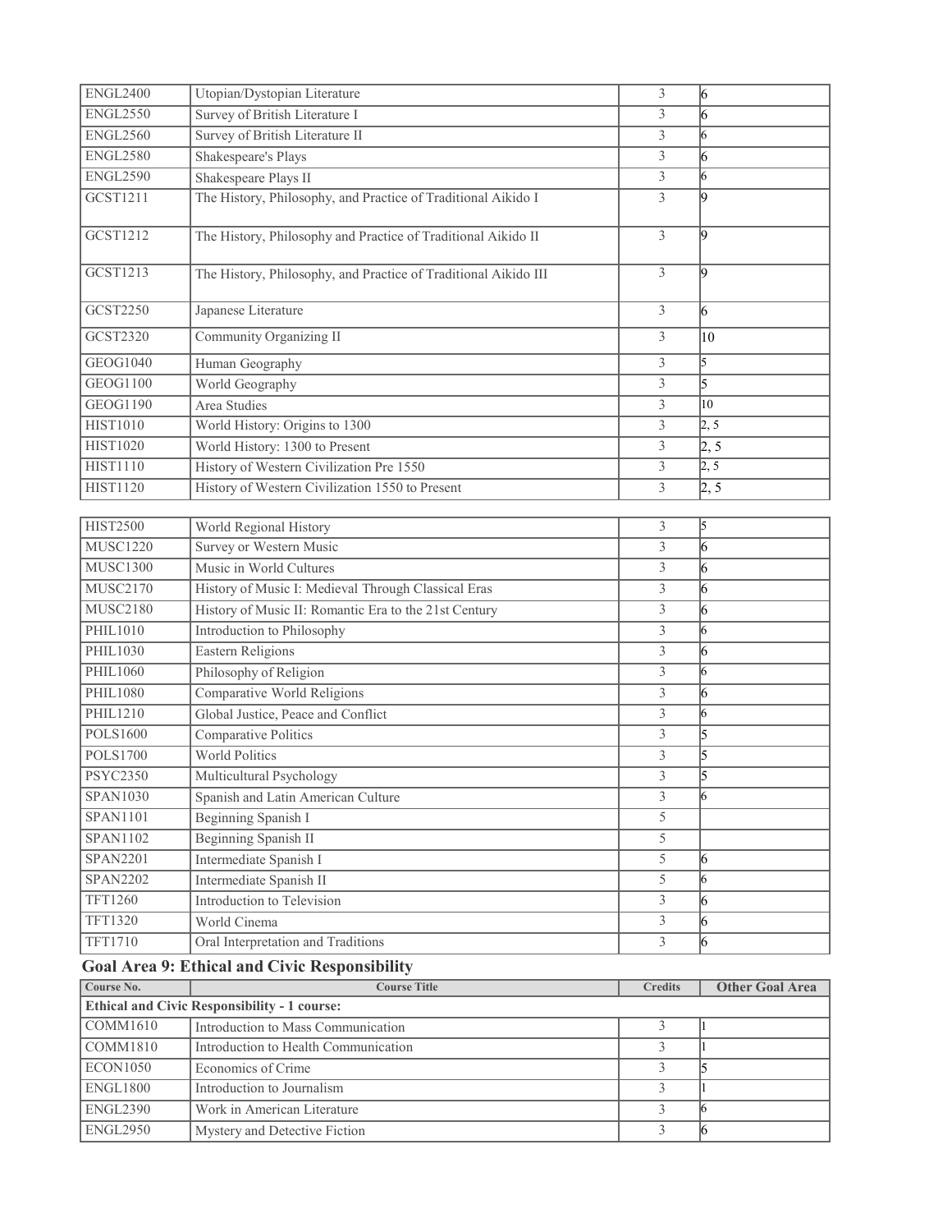| | | | |
|---|---|---|---|
| ENGL2400 | Utopian/Dystopian Literature | 3 | 6 |
| ENGL2550 | Survey of British Literature I | 3 | 6 |
| ENGL2560 | Survey of British Literature II | 3 | 6 |
| ENGL2580 | Shakespeare's Plays | 3 | 6 |
| ENGL2590 | Shakespeare Plays II | 3 | 6 |
| GCST1211 | The History, Philosophy, and Practice of Traditional Aikido I | 3 | 9 |
| GCST1212 | The History, Philosophy and Practice of Traditional Aikido II | 3 | 9 |
| GCST1213 | The History, Philosophy, and Practice of Traditional Aikido III | 3 | 9 |
| GCST2250 | Japanese Literature | 3 | 6 |
| GCST2320 | Community Organizing II | 3 | 10 |
| GEOG1040 | Human Geography | 3 | 5 |
| GEOG1100 | World Geography | 3 | 5 |
| GEOG1190 | Area Studies | 3 | 10 |
| HIST1010 | World History: Origins to 1300 | 3 | 2, 5 |
| HIST1020 | World History: 1300 to Present | 3 | 2, 5 |
| HIST1110 | History of Western Civilization Pre 1550 | 3 | 2, 5 |
| HIST1120 | History of Western Civilization 1550 to Present | 3 | 2, 5 |
| HIST2500 | World Regional History | 3 | 5 |
| MUSC1220 | Survey or Western Music | 3 | 6 |
| MUSC1300 | Music in World Cultures | 3 | 6 |
| MUSC2170 | History of Music I: Medieval Through Classical Eras | 3 | 6 |
| MUSC2180 | History of Music II: Romantic Era to the 21st Century | 3 | 6 |
| PHIL1010 | Introduction to Philosophy | 3 | 6 |
| PHIL1030 | Eastern Religions | 3 | 6 |
| PHIL1060 | Philosophy of Religion | 3 | 6 |
| PHIL1080 | Comparative World Religions | 3 | 6 |
| PHIL1210 | Global Justice, Peace and Conflict | 3 | 6 |
| POLS1600 | Comparative Politics | 3 | 5 |
| POLS1700 | World Politics | 3 | 5 |
| PSYC2350 | Multicultural Psychology | 3 | 5 |
| SPAN1030 | Spanish and Latin American Culture | 3 | 6 |
| SPAN1101 | Beginning Spanish I | 5 | |
| SPAN1102 | Beginning Spanish II | 5 | |
| SPAN2201 | Intermediate Spanish I | 5 | 6 |
| SPAN2202 | Intermediate Spanish II | 5 | 6 |
| TFT1260 | Introduction to Television | 3 | 6 |
| TFT1320 | World Cinema | 3 | 6 |
| TFT1710 | Oral Interpretation and Traditions | 3 | 6 |

### Goal Area 9: Ethical and Civic Responsibility

| Course No. | Course Title | Credits | Other Goal Area |
|---|---|---|---|
| **Ethical and Civic Responsibility - 1 course:** | | | |
| COMM1610 | Introduction to Mass Communication | 3 | 1 |
| COMM1810 | Introduction to Health Communication | 3 | 1 |
| ECON1050 | Economics of Crime | 3 | 5 |
| ENGL1800 | Introduction to Journalism | 3 | 1 |
| ENGL2390 | Work in American Literature | 3 | 6 |
| ENGL2950 | Mystery and Detective Fiction | 3 | 6 |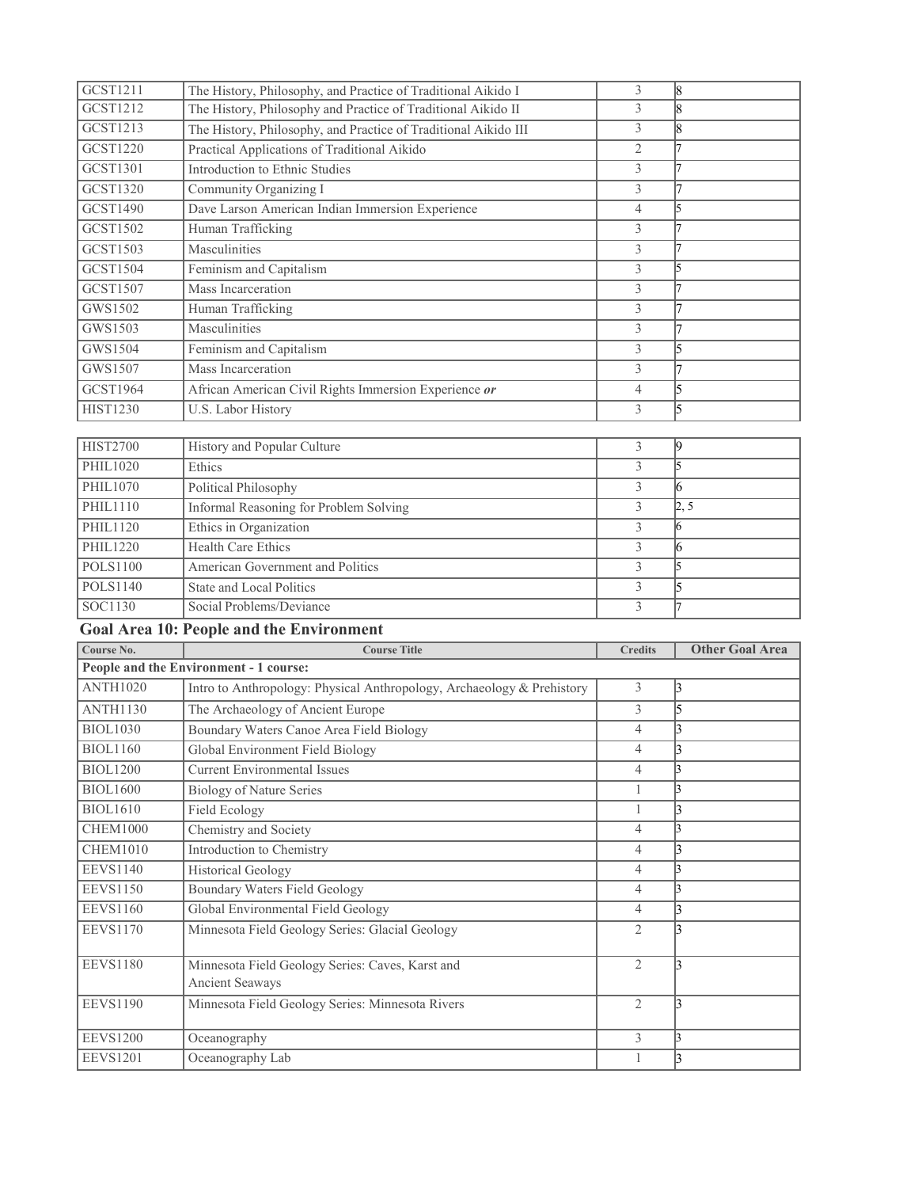| | | | |
|---|---|---|---|
| GCST1211 | The History, Philosophy, and Practice of Traditional Aikido I | 3 | 8 |
| GCST1212 | The History, Philosophy and Practice of Traditional Aikido II | 3 | 8 |
| GCST1213 | The History, Philosophy, and Practice of Traditional Aikido III | 3 | 8 |
| GCST1220 | Practical Applications of Traditional Aikido | 2 | 7 |
| GCST1301 | Introduction to Ethnic Studies | 3 | 7 |
| GCST1320 | Community Organizing I | 3 | 7 |
| GCST1490 | Dave Larson American Indian Immersion Experience | 4 | 5 |
| GCST1502 | Human Trafficking | 3 | 7 |
| GCST1503 | Masculinities | 3 | 7 |
| GCST1504 | Feminism and Capitalism | 3 | 5 |
| GCST1507 | Mass Incarceration | 3 | 7 |
| GWS1502 | Human Trafficking | 3 | 7 |
| GWS1503 | Masculinities | 3 | 7 |
| GWS1504 | Feminism and Capitalism | 3 | 5 |
| GWS1507 | Mass Incarceration | 3 | 7 |
| GCST1964 | African American Civil Rights Immersion Experience ***or*** | 4 | 5 |
| HIST1230 | U.S. Labor History | 3 | 5 |
| HIST2700 | History and Popular Culture | 3 | 9 |
| PHIL1020 | Ethics | 3 | 5 |
| PHIL1070 | Political Philosophy | 3 | 6 |
| PHIL1110 | Informal Reasoning for Problem Solving | 3 | 2, 5 |
| PHIL1120 | Ethics in Organization | 3 | 6 |
| PHIL1220 | Health Care Ethics | 3 | 6 |
| POLS1100 | American Government and Politics | 3 | 5 |
| POLS1140 | State and Local Politics | 3 | 5 |
| SOC1130 | Social Problems/Deviance | 3 | 7 |

## Goal Area 10: People and the Environment

| Course No. | Course Title | Credits | Other Goal Area |
|---|---|---|---|
| **People and the Environment - 1 course:** | | | |
| ANTH1020 | Intro to Anthropology: Physical Anthropology, Archaeology & Prehistory | 3 | 3 |
| ANTH1130 | The Archaeology of Ancient Europe | 3 | 5 |
| BIOL1030 | Boundary Waters Canoe Area Field Biology | 4 | 3 |
| BIOL1160 | Global Environment Field Biology | 4 | 3 |
| BIOL1200 | Current Environmental Issues | 4 | 3 |
| BIOL1600 | Biology of Nature Series | 1 | 3 |
| BIOL1610 | Field Ecology | 1 | 3 |
| CHEM1000 | Chemistry and Society | 4 | 3 |
| CHEM1010 | Introduction to Chemistry | 4 | 3 |
| EEVS1140 | Historical Geology | 4 | 3 |
| EEVS1150 | Boundary Waters Field Geology | 4 | 3 |
| EEVS1160 | Global Environmental Field Geology | 4 | 3 |
| EEVS1170 | Minnesota Field Geology Series: Glacial Geology | 2 | 3 |
| EEVS1180 | Minnesota Field Geology Series: Caves, Karst and Ancient Seaways | 2 | 3 |
| EEVS1190 | Minnesota Field Geology Series: Minnesota Rivers | 2 | 3 |
| EEVS1200 | Oceanography | 3 | 3 |
| EEVS1201 | Oceanography Lab | 1 | 3 |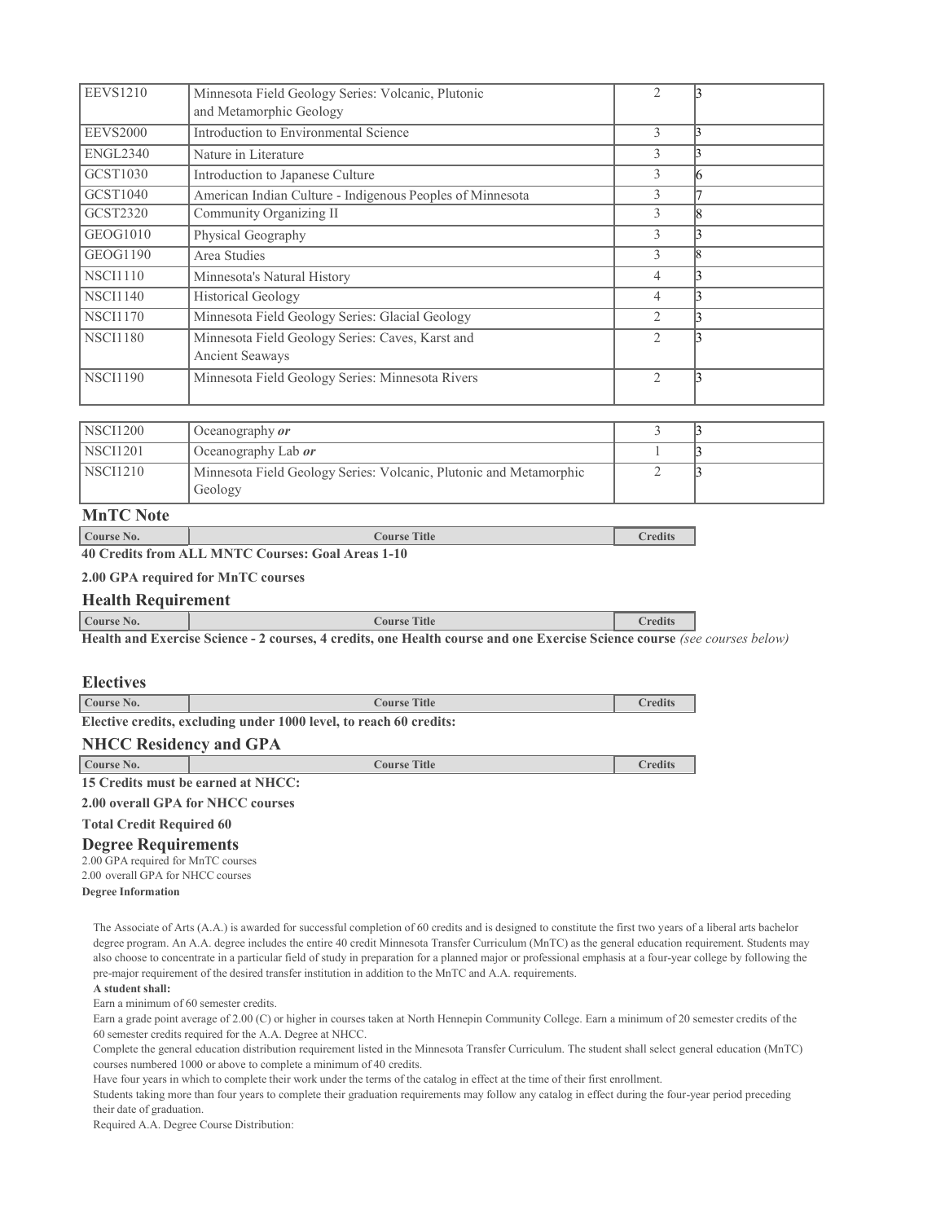| | | | |
|---|---|---|---|
| EEVS1210 | Minnesota Field Geology Series: Volcanic, Plutonic and Metamorphic Geology | 2 | 3 |
| EEVS2000 | Introduction to Environmental Science | 3 | 3 |
| ENGL2340 | Nature in Literature | 3 | 3 |
| GCST1030 | Introduction to Japanese Culture | 3 | 6 |
| GCST1040 | American Indian Culture - Indigenous Peoples of Minnesota | 3 | 7 |
| GCST2320 | Community Organizing II | 3 | 8 |
| GEOG1010 | Physical Geography | 3 | 3 |
| GEOG1190 | Area Studies | 3 | 8 |
| NSCI1110 | Minnesota's Natural History | 4 | 3 |
| NSCI1140 | Historical Geology | 4 | 3 |
| NSCI1170 | Minnesota Field Geology Series: Glacial Geology | 2 | 3 |
| NSCI1180 | Minnesota Field Geology Series: Caves, Karst and Ancient Seaways | 2 | 3 |
| NSCI1190 | Minnesota Field Geology Series: Minnesota Rivers | 2 | 3 |

| | | | |
|---|---|---|---|
| NSCI1200 | Oceanography ***or*** | 3 | 3 |
| NSCI1201 | Oceanography Lab ***or*** | 1 | 3 |
| NSCI1210 | Minnesota Field Geology Series: Volcanic, Plutonic and Metamorphic Geology | 2 | 3 |

## MnTC Note

| Course No. | Course Title | Credits |
|---|---|---|

**40 Credits from ALL MNTC Courses: Goal Areas 1-10**

**2.00 GPA required for MnTC courses**

## Health Requirement

| Course No. | Course Title | Credits |
|---|---|---|

**Health and Exercise Science - 2 courses, 4 credits, one Health course and one Exercise Science course** *(see courses below)*

## Electives

| Course No. | Course Title | Credits |
|---|---|---|

**Elective credits, excluding under 1000 level, to reach 60 credits:**

## NHCC Residency and GPA

| Course No. | Course Title | Credits |
|---|---|---|

**15 Credits must be earned at NHCC:**

**2.00 overall GPA for NHCC courses**

**Total Credit Required 60**

## Degree Requirements

2.00 GPA required for MnTC courses
2.00 overall GPA for NHCC courses

**Degree Information**

The Associate of Arts (A.A.) is awarded for successful completion of 60 credits and is designed to constitute the first two years of a liberal arts bachelor degree program. An A.A. degree includes the entire 40 credit Minnesota Transfer Curriculum (MnTC) as the general education requirement. Students may also choose to concentrate in a particular field of study in preparation for a planned major or professional emphasis at a four-year college by following the pre-major requirement of the desired transfer institution in addition to the MnTC and A.A. requirements.

**A student shall:**

Earn a minimum of 60 semester credits.

Earn a grade point average of 2.00 (C) or higher in courses taken at North Hennepin Community College. Earn a minimum of 20 semester credits of the 60 semester credits required for the A.A. Degree at NHCC.

Complete the general education distribution requirement listed in the Minnesota Transfer Curriculum. The student shall select general education (MnTC) courses numbered 1000 or above to complete a minimum of 40 credits.

Have four years in which to complete their work under the terms of the catalog in effect at the time of their first enrollment.

Students taking more than four years to complete their graduation requirements may follow any catalog in effect during the four-year period preceding their date of graduation.

Required A.A. Degree Course Distribution: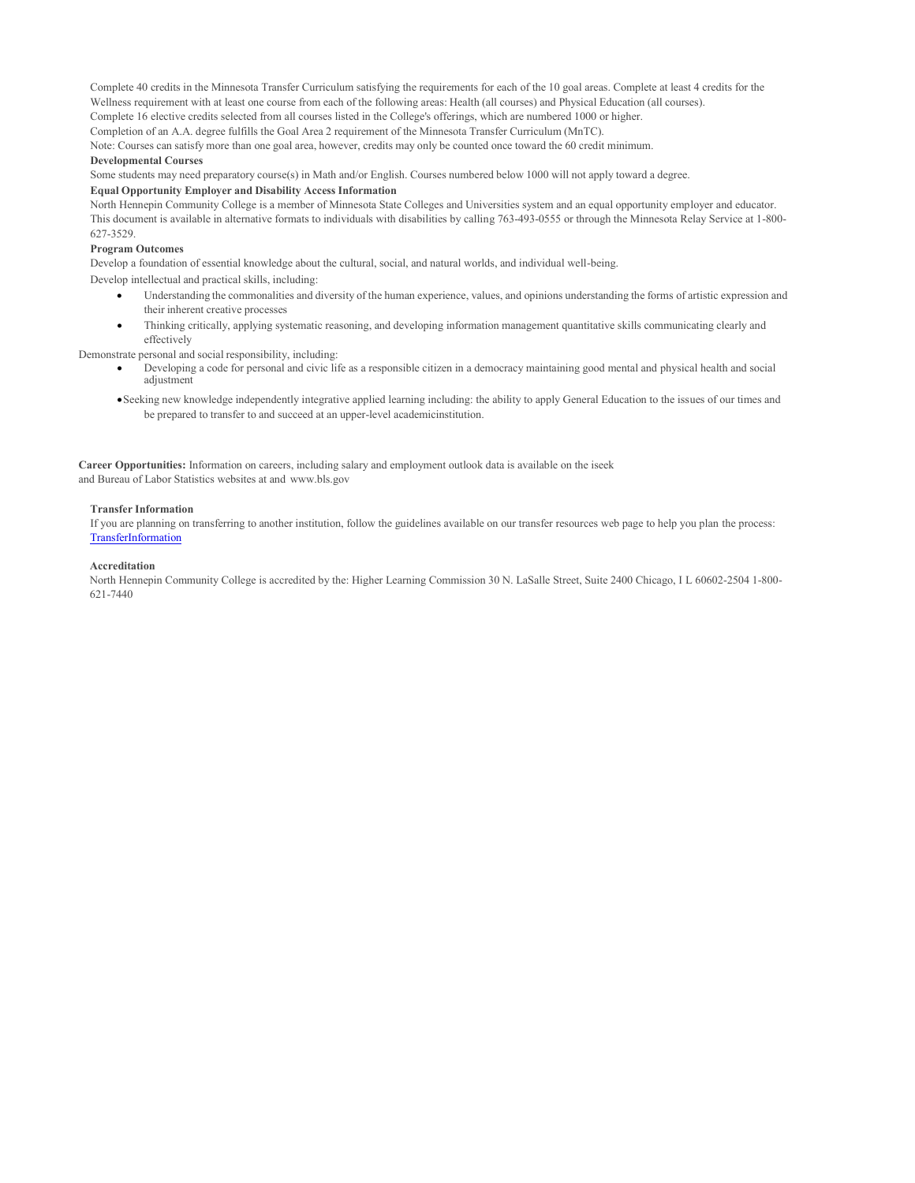Complete 40 credits in the Minnesota Transfer Curriculum satisfying the requirements for each of the 10 goal areas. Complete at least 4 credits for the Wellness requirement with at least one course from each of the following areas: Health (all courses) and Physical Education (all courses).

Complete 16 elective credits selected from all courses listed in the College's offerings, which are numbered 1000 or higher.

Completion of an A.A. degree fulfills the Goal Area 2 requirement of the Minnesota Transfer Curriculum (MnTC).

Note: Courses can satisfy more than one goal area, however, credits may only be counted once toward the 60 credit minimum.

**Developmental Courses**

Some students may need preparatory course(s) in Math and/or English. Courses numbered below 1000 will not apply toward a degree.

**Equal Opportunity Employer and Disability Access Information**

North Hennepin Community College is a member of Minnesota State Colleges and Universities system and an equal opportunity employer and educator. This document is available in alternative formats to individuals with disabilities by calling 763-493-0555 or through the Minnesota Relay Service at 1-800-627-3529.

**Program Outcomes**

Develop a foundation of essential knowledge about the cultural, social, and natural worlds, and individual well-being.

Develop intellectual and practical skills, including:

- Understanding the commonalities and diversity of the human experience, values, and opinions understanding the forms of artistic expression and their inherent creative processes
- Thinking critically, applying systematic reasoning, and developing information management quantitative skills communicating clearly and effectively

Demonstrate personal and social responsibility, including:

- Developing a code for personal and civic life as a responsible citizen in a democracy maintaining good mental and physical health and social adjustment
- Seeking new knowledge independently integrative applied learning including: the ability to apply General Education to the issues of our times and be prepared to transfer to and succeed at an upper-level academicinstitution.

**Career Opportunities:** Information on careers, including salary and employment outlook data is available on the iseek and Bureau of Labor Statistics websites at and www.bls.gov

**Transfer Information**

If you are planning on transferring to another institution, follow the guidelines available on our transfer resources web page to help you plan the process: TransferInformation

**Accreditation**

North Hennepin Community College is accredited by the: Higher Learning Commission 30 N. LaSalle Street, Suite 2400 Chicago, I L 60602-2504 1-800-621-7440